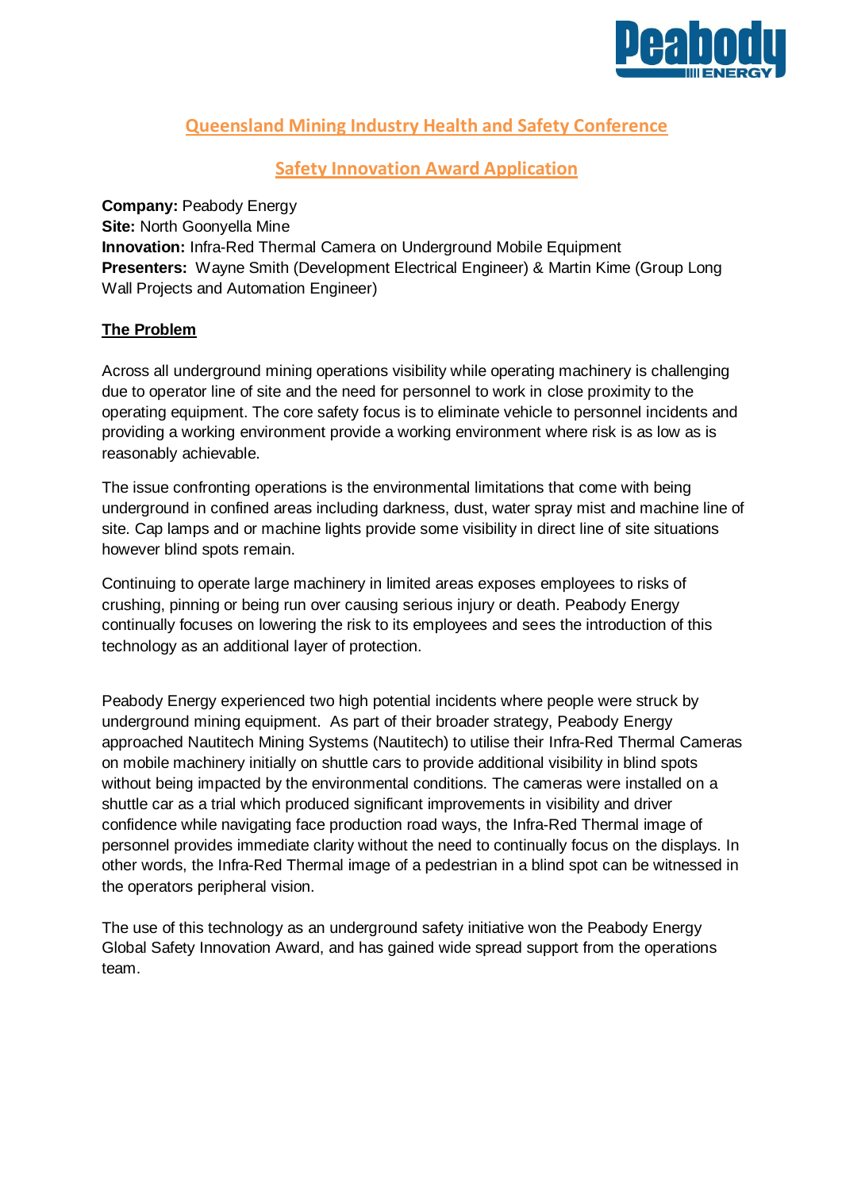## Queensland Mining Industry Health and Safety Conference

## Safety Innovation Award Application

**Company:** Peabody Energy
**Site:** North Goonyella Mine
**Innovation:** Infra-Red Thermal Camera on Underground Mobile Equipment
**Presenters:** Wayne Smith (Development Electrical Engineer) & Martin Kime (Group Long Wall Projects and Automation Engineer)

### The Problem

Across all underground mining operations visibility while operating machinery is challenging due to operator line of site and the need for personnel to work in close proximity to the operating equipment. The core safety focus is to eliminate vehicle to personnel incidents and providing a working environment provide a working environment where risk is as low as is reasonably achievable.

The issue confronting operations is the environmental limitations that come with being underground in confined areas including darkness, dust, water spray mist and machine line of site. Cap lamps and or machine lights provide some visibility in direct line of site situations however blind spots remain.

Continuing to operate large machinery in limited areas exposes employees to risks of crushing, pinning or being run over causing serious injury or death. Peabody Energy continually focuses on lowering the risk to its employees and sees the introduction of this technology as an additional layer of protection.

Peabody Energy experienced two high potential incidents where people were struck by underground mining equipment. As part of their broader strategy, Peabody Energy approached Nautitech Mining Systems (Nautitech) to utilise their Infra-Red Thermal Cameras on mobile machinery initially on shuttle cars to provide additional visibility in blind spots without being impacted by the environmental conditions. The cameras were installed on a shuttle car as a trial which produced significant improvements in visibility and driver confidence while navigating face production road ways, the Infra-Red Thermal image of personnel provides immediate clarity without the need to continually focus on the displays. In other words, the Infra-Red Thermal image of a pedestrian in a blind spot can be witnessed in the operators peripheral vision.

The use of this technology as an underground safety initiative won the Peabody Energy Global Safety Innovation Award, and has gained wide spread support from the operations team.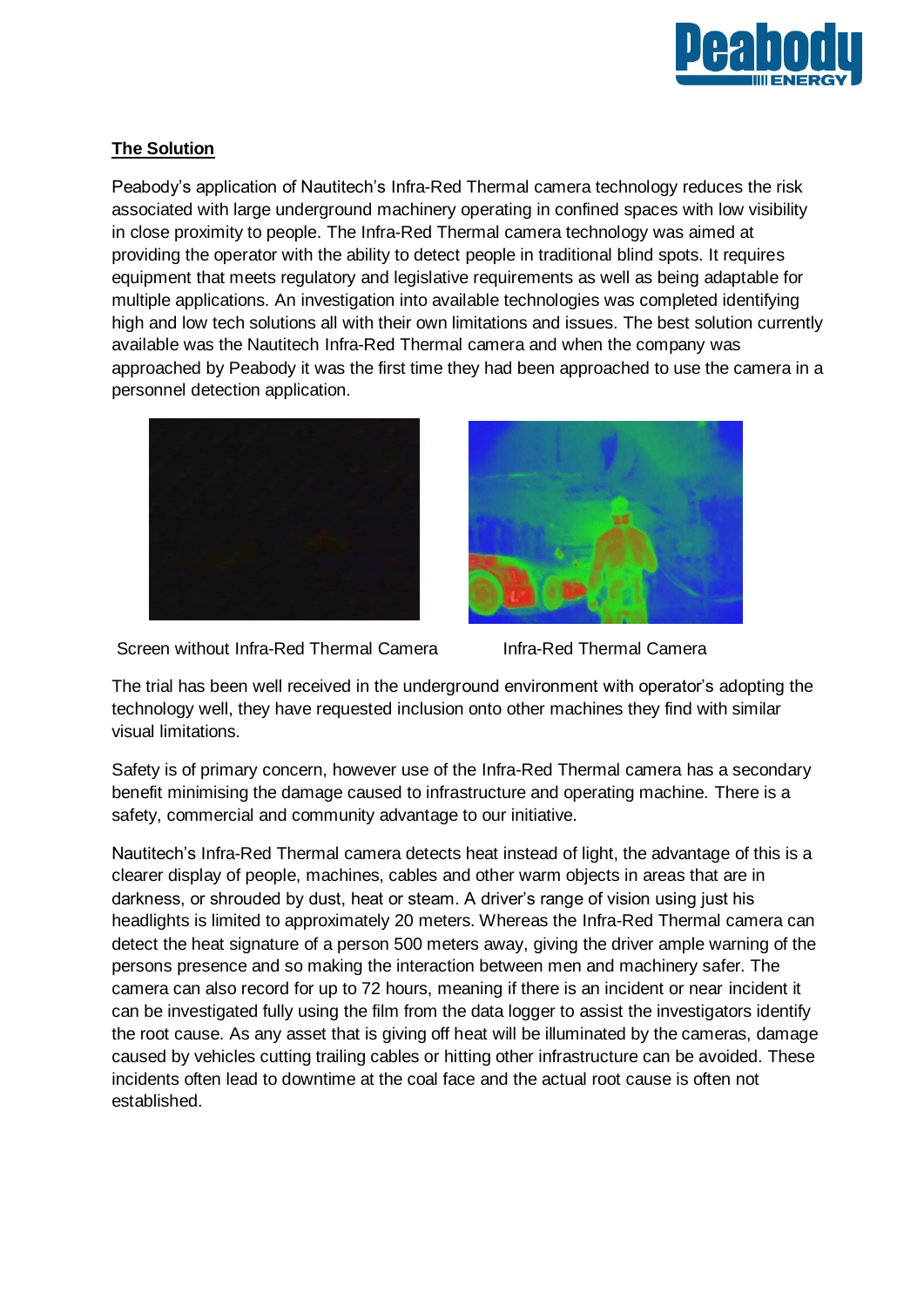**The Solution**

Peabody's application of Nautitech's Infra-Red Thermal camera technology reduces the risk associated with large underground machinery operating in confined spaces with low visibility in close proximity to people. The Infra-Red Thermal camera technology was aimed at providing the operator with the ability to detect people in traditional blind spots. It requires equipment that meets regulatory and legislative requirements as well as being adaptable for multiple applications. An investigation into available technologies was completed identifying high and low tech solutions all with their own limitations and issues. The best solution currently available was the Nautitech Infra-Red Thermal camera and when the company was approached by Peabody it was the first time they had been approached to use the camera in a personnel detection application.

Screen without Infra-Red Thermal Camera

Infra-Red Thermal Camera

The trial has been well received in the underground environment with operator's adopting the technology well, they have requested inclusion onto other machines they find with similar visual limitations.

Safety is of primary concern, however use of the Infra-Red Thermal camera has a secondary benefit minimising the damage caused to infrastructure and operating machine. There is a safety, commercial and community advantage to our initiative.

Nautitech's Infra-Red Thermal camera detects heat instead of light, the advantage of this is a clearer display of people, machines, cables and other warm objects in areas that are in darkness, or shrouded by dust, heat or steam. A driver's range of vision using just his headlights is limited to approximately 20 meters. Whereas the Infra-Red Thermal camera can detect the heat signature of a person 500 meters away, giving the driver ample warning of the persons presence and so making the interaction between men and machinery safer. The camera can also record for up to 72 hours, meaning if there is an incident or near incident it can be investigated fully using the film from the data logger to assist the investigators identify the root cause. As any asset that is giving off heat will be illuminated by the cameras, damage caused by vehicles cutting trailing cables or hitting other infrastructure can be avoided. These incidents often lead to downtime at the coal face and the actual root cause is often not established.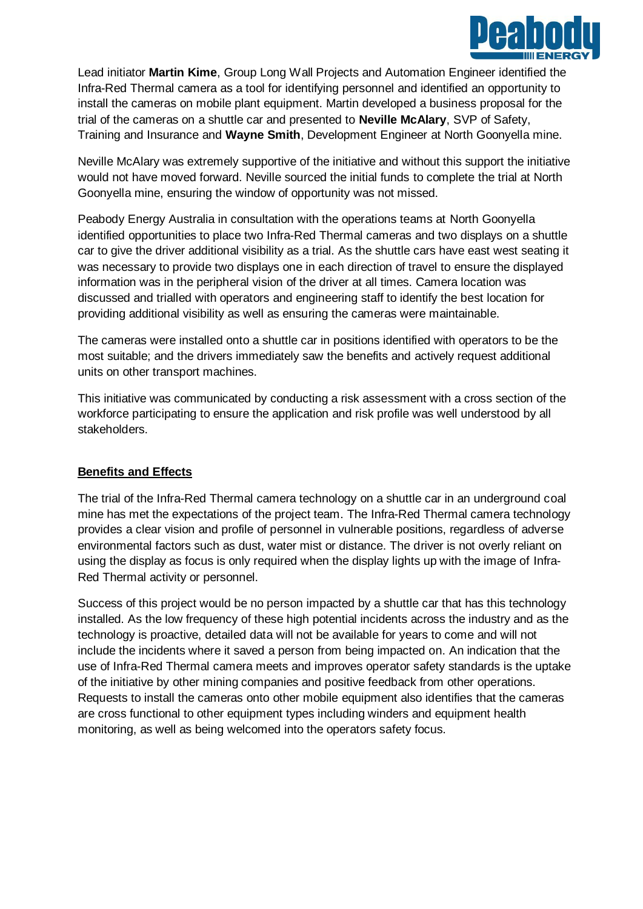Lead initiator **Martin Kime**, Group Long Wall Projects and Automation Engineer identified the Infra-Red Thermal camera as a tool for identifying personnel and identified an opportunity to install the cameras on mobile plant equipment. Martin developed a business proposal for the trial of the cameras on a shuttle car and presented to **Neville McAlary**, SVP of Safety, Training and Insurance and **Wayne Smith**, Development Engineer at North Goonyella mine.

Neville McAlary was extremely supportive of the initiative and without this support the initiative would not have moved forward. Neville sourced the initial funds to complete the trial at North Goonyella mine, ensuring the window of opportunity was not missed.

Peabody Energy Australia in consultation with the operations teams at North Goonyella identified opportunities to place two Infra-Red Thermal cameras and two displays on a shuttle car to give the driver additional visibility as a trial. As the shuttle cars have east west seating it was necessary to provide two displays one in each direction of travel to ensure the displayed information was in the peripheral vision of the driver at all times. Camera location was discussed and trialled with operators and engineering staff to identify the best location for providing additional visibility as well as ensuring the cameras were maintainable.

The cameras were installed onto a shuttle car in positions identified with operators to be the most suitable; and the drivers immediately saw the benefits and actively request additional units on other transport machines.

This initiative was communicated by conducting a risk assessment with a cross section of the workforce participating to ensure the application and risk profile was well understood by all stakeholders.

## Benefits and Effects

The trial of the Infra-Red Thermal camera technology on a shuttle car in an underground coal mine has met the expectations of the project team. The Infra-Red Thermal camera technology provides a clear vision and profile of personnel in vulnerable positions, regardless of adverse environmental factors such as dust, water mist or distance. The driver is not overly reliant on using the display as focus is only required when the display lights up with the image of Infra-Red Thermal activity or personnel.

Success of this project would be no person impacted by a shuttle car that has this technology installed. As the low frequency of these high potential incidents across the industry and as the technology is proactive, detailed data will not be available for years to come and will not include the incidents where it saved a person from being impacted on. An indication that the use of Infra-Red Thermal camera meets and improves operator safety standards is the uptake of the initiative by other mining companies and positive feedback from other operations. Requests to install the cameras onto other mobile equipment also identifies that the cameras are cross functional to other equipment types including winders and equipment health monitoring, as well as being welcomed into the operators safety focus.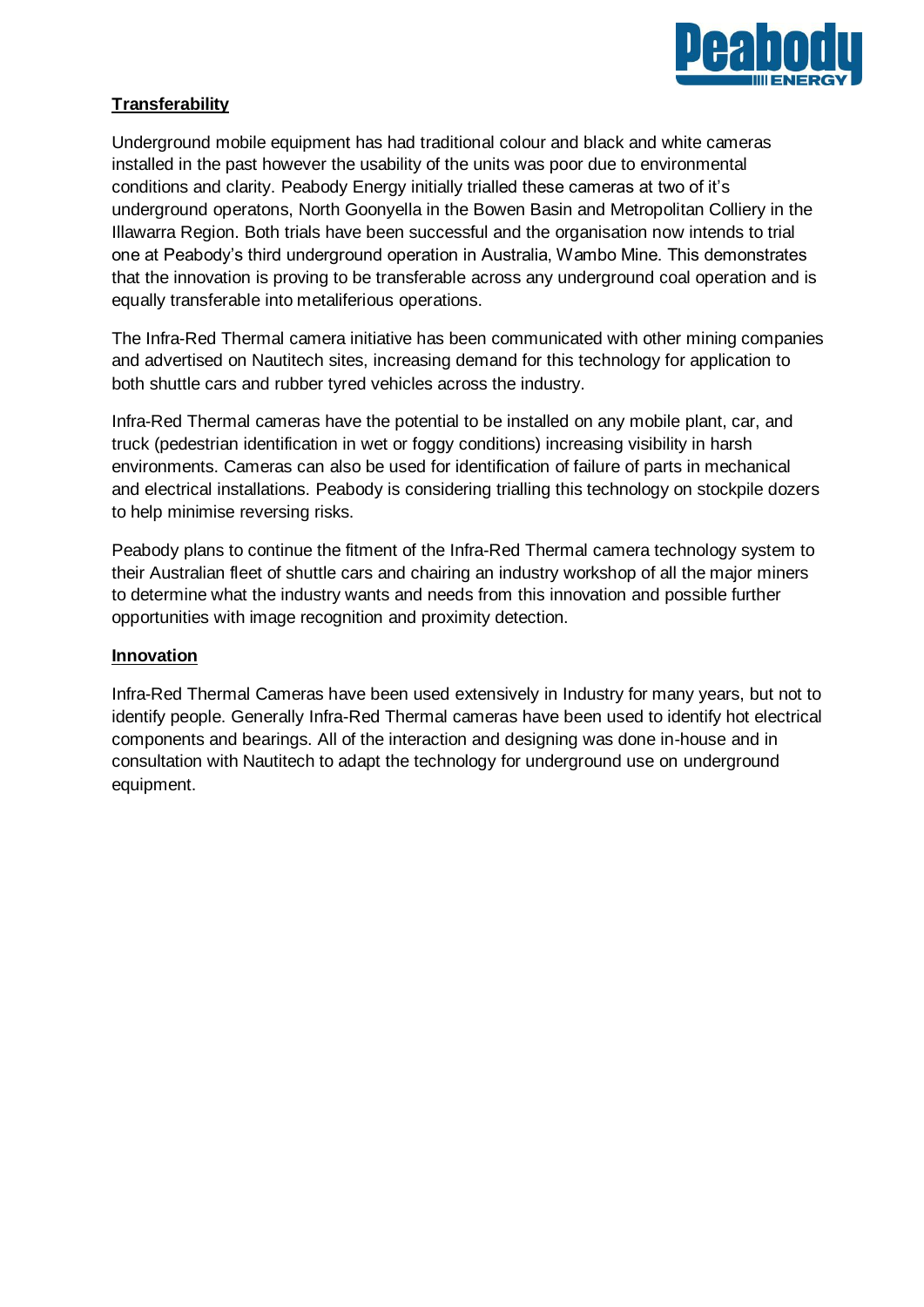## Transferability

Underground mobile equipment has had traditional colour and black and white cameras installed in the past however the usability of the units was poor due to environmental conditions and clarity. Peabody Energy initially trialled these cameras at two of it's underground operatons, North Goonyella in the Bowen Basin and Metropolitan Colliery in the Illawarra Region. Both trials have been successful and the organisation now intends to trial one at Peabody's third underground operation in Australia, Wambo Mine. This demonstrates that the innovation is proving to be transferable across any underground coal operation and is equally transferable into metaliferious operations.

The Infra-Red Thermal camera initiative has been communicated with other mining companies and advertised on Nautitech sites, increasing demand for this technology for application to both shuttle cars and rubber tyred vehicles across the industry.

Infra-Red Thermal cameras have the potential to be installed on any mobile plant, car, and truck (pedestrian identification in wet or foggy conditions) increasing visibility in harsh environments. Cameras can also be used for identification of failure of parts in mechanical and electrical installations. Peabody is considering trialling this technology on stockpile dozers to help minimise reversing risks.

Peabody plans to continue the fitment of the Infra-Red Thermal camera technology system to their Australian fleet of shuttle cars and chairing an industry workshop of all the major miners to determine what the industry wants and needs from this innovation and possible further opportunities with image recognition and proximity detection.

## Innovation

Infra-Red Thermal Cameras have been used extensively in Industry for many years, but not to identify people. Generally Infra-Red Thermal cameras have been used to identify hot electrical components and bearings. All of the interaction and designing was done in-house and in consultation with Nautitech to adapt the technology for underground use on underground equipment.